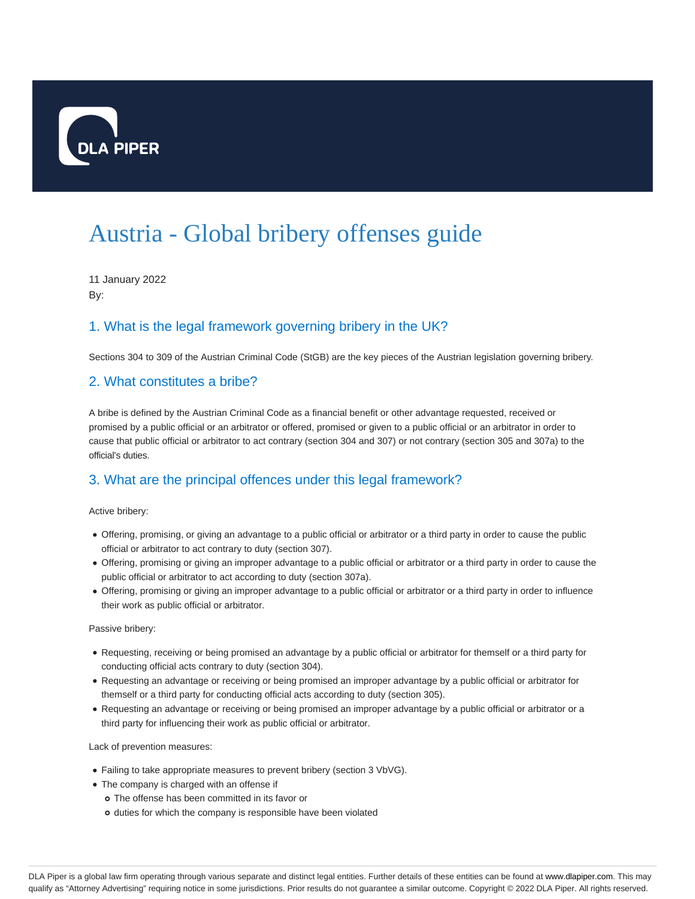# Austria - Global bribery offenses guide

11 January 2022

By:

## 1. What is the legal framework governing bribery in the UK?

Sections 304 to 309 of the Austrian Criminal Code (StGB) are the key pieces of the Austrian legislation governing bribery.

## 2. What constitutes a bribe?

A bribe is defined by the Austrian Criminal Code as a financial benefit or other advantage requested, received or promised by a public official or an arbitrator or offered, promised or given to a public official or an arbitrator in order to cause that public official or arbitrator to act contrary (section 304 and 307) or not contrary (section 305 and 307a) to the official's duties.

## 3. What are the principal offences under this legal framework?

Active bribery:

- Offering, promising, or giving an advantage to a public official or arbitrator or a third party in order to cause the public official or arbitrator to act contrary to duty (section 307).
- Offering, promising or giving an improper advantage to a public official or arbitrator or a third party in order to cause the public official or arbitrator to act according to duty (section 307a).
- Offering, promising or giving an improper advantage to a public official or arbitrator or a third party in order to influence their work as public official or arbitrator.

Passive bribery:

- Requesting, receiving or being promised an advantage by a public official or arbitrator for themself or a third party for conducting official acts contrary to duty (section 304).
- Requesting an advantage or receiving or being promised an improper advantage by a public official or arbitrator for themself or a third party for conducting official acts according to duty (section 305).
- Requesting an advantage or receiving or being promised an improper advantage by a public official or arbitrator or a third party for influencing their work as public official or arbitrator.

Lack of prevention measures:

- Failing to take appropriate measures to prevent bribery (section 3 VbVG).
- The company is charged with an offense if
  - The offense has been committed in its favor or
  - duties for which the company is responsible have been violated

DLA Piper is a global law firm operating through various separate and distinct legal entities. Further details of these entities can be found at www.dlapiper.com. This may qualify as "Attorney Advertising" requiring notice in some jurisdictions. Prior results do not guarantee a similar outcome. Copyright © 2022 DLA Piper. All rights reserved.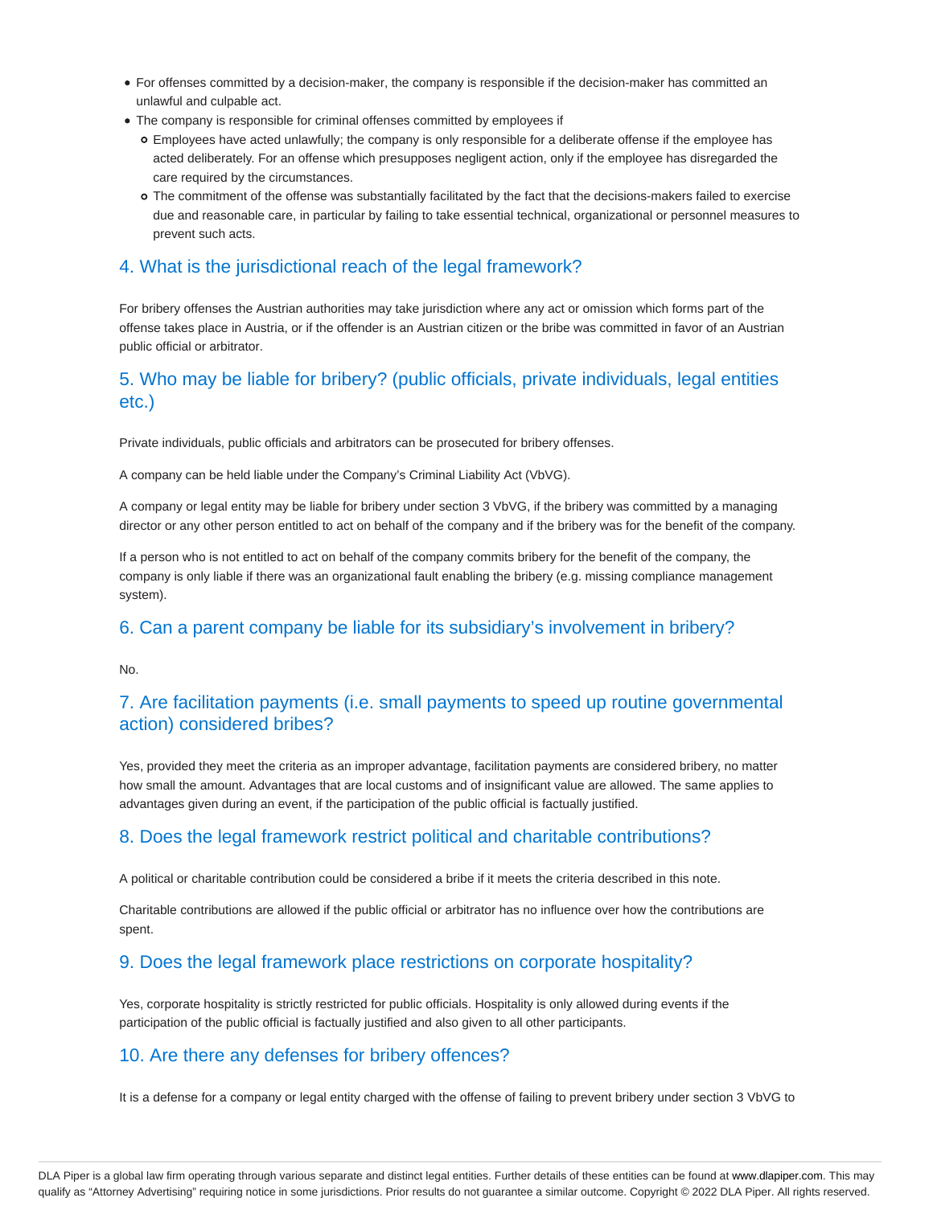- For offenses committed by a decision-maker, the company is responsible if the decision-maker has committed an unlawful and culpable act.
- The company is responsible for criminal offenses committed by employees if
  - Employees have acted unlawfully; the company is only responsible for a deliberate offense if the employee has acted deliberately. For an offense which presupposes negligent action, only if the employee has disregarded the care required by the circumstances.
  - The commitment of the offense was substantially facilitated by the fact that the decisions-makers failed to exercise due and reasonable care, in particular by failing to take essential technical, organizational or personnel measures to prevent such acts.

## 4. What is the jurisdictional reach of the legal framework?

For bribery offenses the Austrian authorities may take jurisdiction where any act or omission which forms part of the offense takes place in Austria, or if the offender is an Austrian citizen or the bribe was committed in favor of an Austrian public official or arbitrator.

## 5. Who may be liable for bribery? (public officials, private individuals, legal entities etc.)

Private individuals, public officials and arbitrators can be prosecuted for bribery offenses.

A company can be held liable under the Company's Criminal Liability Act (VbVG).

A company or legal entity may be liable for bribery under section 3 VbVG, if the bribery was committed by a managing director or any other person entitled to act on behalf of the company and if the bribery was for the benefit of the company.

If a person who is not entitled to act on behalf of the company commits bribery for the benefit of the company, the company is only liable if there was an organizational fault enabling the bribery (e.g. missing compliance management system).

## 6. Can a parent company be liable for its subsidiary's involvement in bribery?

No.

## 7. Are facilitation payments (i.e. small payments to speed up routine governmental action) considered bribes?

Yes, provided they meet the criteria as an improper advantage, facilitation payments are considered bribery, no matter how small the amount. Advantages that are local customs and of insignificant value are allowed. The same applies to advantages given during an event, if the participation of the public official is factually justified.

## 8. Does the legal framework restrict political and charitable contributions?

A political or charitable contribution could be considered a bribe if it meets the criteria described in this note.

Charitable contributions are allowed if the public official or arbitrator has no influence over how the contributions are spent.

## 9. Does the legal framework place restrictions on corporate hospitality?

Yes, corporate hospitality is strictly restricted for public officials. Hospitality is only allowed during events if the participation of the public official is factually justified and also given to all other participants.

## 10. Are there any defenses for bribery offences?

It is a defense for a company or legal entity charged with the offense of failing to prevent bribery under section 3 VbVG to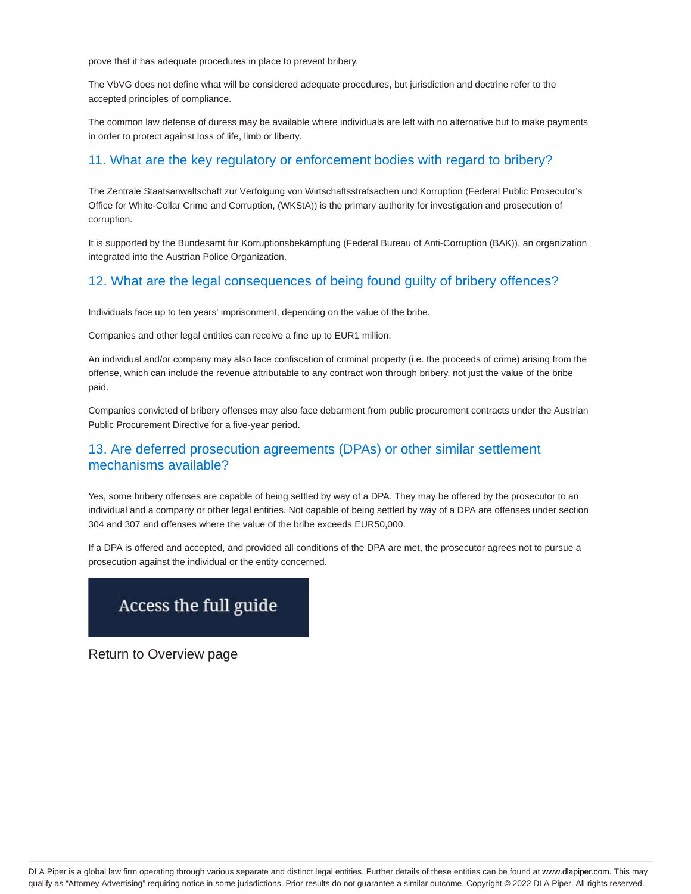prove that it has adequate procedures in place to prevent bribery.

The VbVG does not define what will be considered adequate procedures, but jurisdiction and doctrine refer to the accepted principles of compliance.

The common law defense of duress may be available where individuals are left with no alternative but to make payments in order to protect against loss of life, limb or liberty.

## 11. What are the key regulatory or enforcement bodies with regard to bribery?

The Zentrale Staatsanwaltschaft zur Verfolgung von Wirtschaftsstrafsachen und Korruption (Federal Public Prosecutor's Office for White-Collar Crime and Corruption, (WKStA)) is the primary authority for investigation and prosecution of corruption.

It is supported by the Bundesamt für Korruptionsbekämpfung (Federal Bureau of Anti-Corruption (BAK)), an organization integrated into the Austrian Police Organization.

## 12. What are the legal consequences of being found guilty of bribery offences?

Individuals face up to ten years' imprisonment, depending on the value of the bribe.

Companies and other legal entities can receive a fine up to EUR1 million.

An individual and/or company may also face confiscation of criminal property (i.e. the proceeds of crime) arising from the offense, which can include the revenue attributable to any contract won through bribery, not just the value of the bribe paid.

Companies convicted of bribery offenses may also face debarment from public procurement contracts under the Austrian Public Procurement Directive for a five-year period.

## 13. Are deferred prosecution agreements (DPAs) or other similar settlement mechanisms available?

Yes, some bribery offenses are capable of being settled by way of a DPA. They may be offered by the prosecutor to an individual and a company or other legal entities. Not capable of being settled by way of a DPA are offenses under section 304 and 307 and offenses where the value of the bribe exceeds EUR50,000.

If a DPA is offered and accepted, and provided all conditions of the DPA are met, the prosecutor agrees not to pursue a prosecution against the individual or the entity concerned.

Access the full guide

Return to Overview page

DLA Piper is a global law firm operating through various separate and distinct legal entities. Further details of these entities can be found at www.dlapiper.com. This may qualify as "Attorney Advertising" requiring notice in some jurisdictions. Prior results do not guarantee a similar outcome. Copyright © 2022 DLA Piper. All rights reserved.